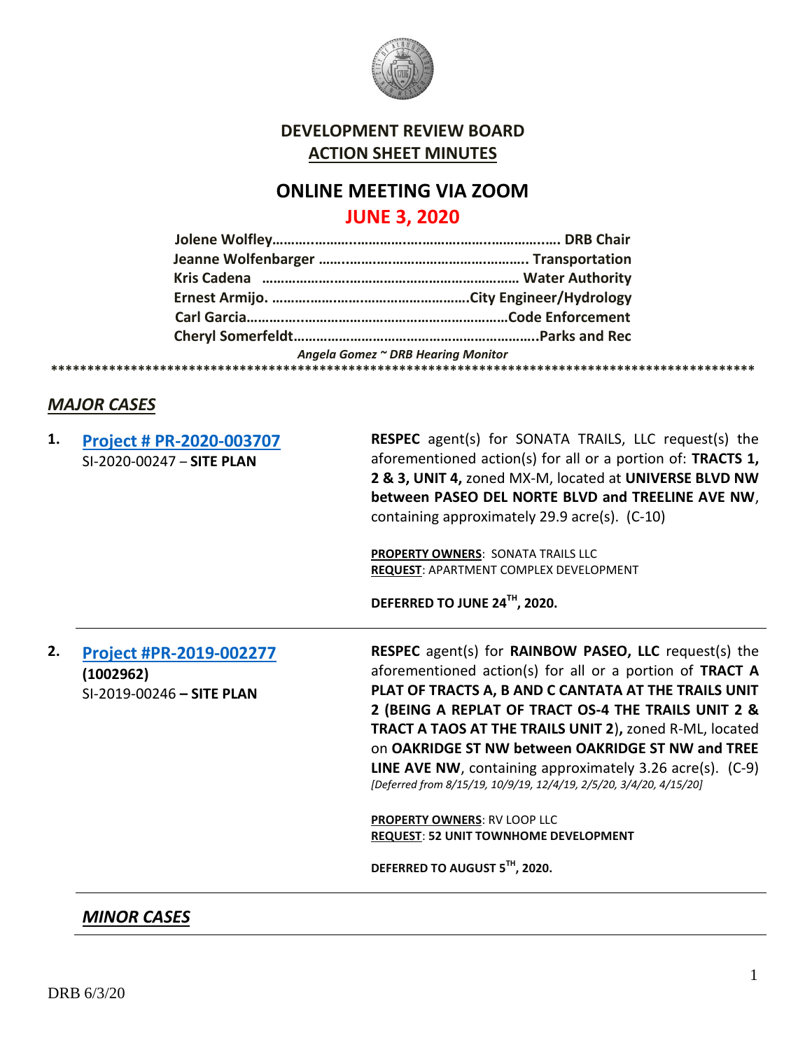# DEVELOPMENT REVIEW BOARD

## ACTION SHEET MINUTES

# ONLINE MEETING VIA ZOOM

## JUNE 3, 2020

**Jolene Wolfley……………………………………………………………… DRB Chair**
**Jeanne Wolfenbarger ……………………………………………… Transportation**
**Kris Cadena ……………………………………………………………… Water Authority**
**Ernest Armijo. ……………………………………………City Engineer/Hydrology**
**Carl Garcia………………………………………………………………Code Enforcement**
**Cheryl Somerfeldt…………………………………………………………..Parks and Rec**

*Angela Gomez ~ DRB Hearing Monitor*

*******************************************************************************************

## *MAJOR CASES*

**1. Project # PR-2020-003707**
SI-2020-00247 – **SITE PLAN**

**RESPEC** agent(s) for SONATA TRAILS, LLC request(s) the aforementioned action(s) for all or a portion of: **TRACTS 1, 2 & 3, UNIT 4,** zoned MX-M, located at **UNIVERSE BLVD NW between PASEO DEL NORTE BLVD and TREELINE AVE NW**, containing approximately 29.9 acre(s). (C-10)

**PROPERTY OWNERS**: SONATA TRAILS LLC
**REQUEST**: APARTMENT COMPLEX DEVELOPMENT

**DEFERRED TO JUNE 24TH, 2020.**

---

**2. Project #PR-2019-002277**
**(1002962)**
SI-2019-00246 **– SITE PLAN**

**RESPEC** agent(s) for **RAINBOW PASEO, LLC** request(s) the aforementioned action(s) for all or a portion of **TRACT A PLAT OF TRACTS A, B AND C CANTATA AT THE TRAILS UNIT 2 (BEING A REPLAT OF TRACT OS-4 THE TRAILS UNIT 2 & TRACT A TAOS AT THE TRAILS UNIT 2),** zoned R-ML, located on **OAKRIDGE ST NW between OAKRIDGE ST NW and TREE LINE AVE NW**, containing approximately 3.26 acre(s). (C-9)
*[Deferred from 8/15/19, 10/9/19, 12/4/19, 2/5/20, 3/4/20, 4/15/20]*

**PROPERTY OWNERS**: RV LOOP LLC
**REQUEST**: **52 UNIT TOWNHOME DEVELOPMENT**

**DEFERRED TO AUGUST 5TH, 2020.**

---

## *MINOR CASES*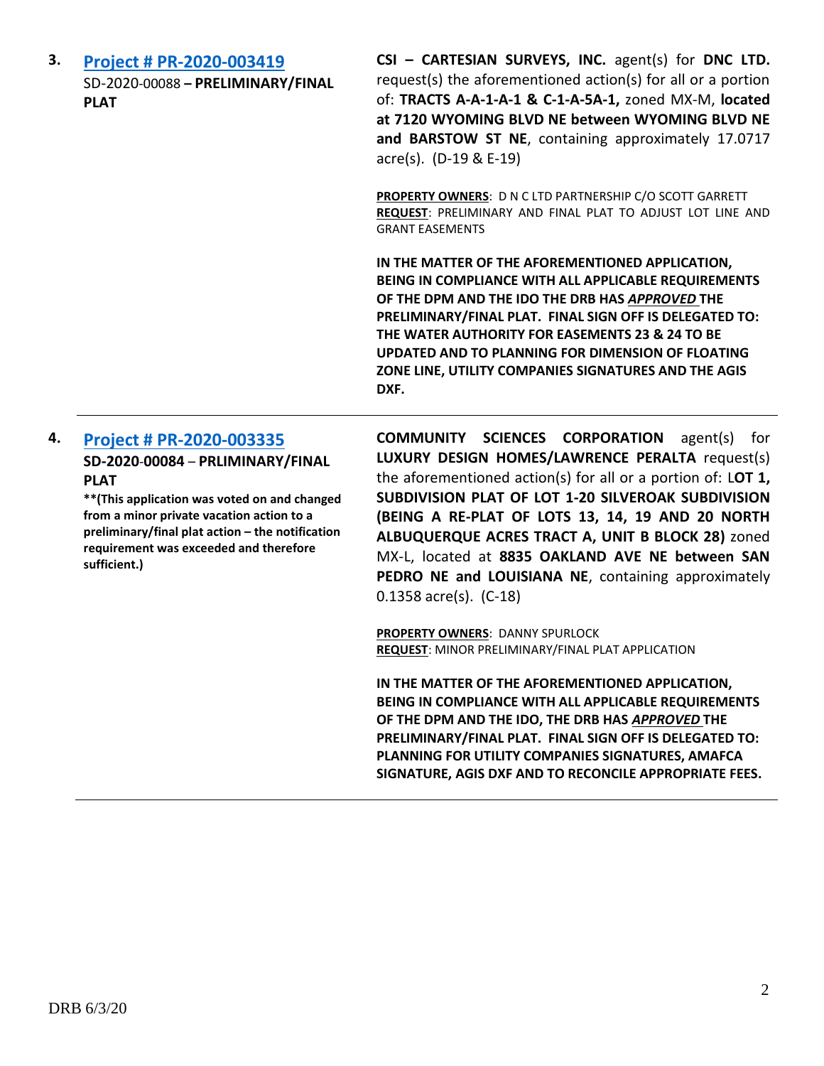**3.** **[Project # PR-2020-003419](Project # PR-2020-003419)**
SD-2020-00088 – **PRELIMINARY/FINAL PLAT**

**CSI – CARTESIAN SURVEYS, INC.** agent(s) for **DNC LTD.** request(s) the aforementioned action(s) for all or a portion of: **TRACTS A-A-1-A-1 & C-1-A-5A-1,** zoned MX-M, **located at 7120 WYOMING BLVD NE between WYOMING BLVD NE and BARSTOW ST NE**, containing approximately 17.0717 acre(s). (D-19 & E-19)

**PROPERTY OWNERS**: D N C LTD PARTNERSHIP C/O SCOTT GARRETT
**REQUEST**: PRELIMINARY AND FINAL PLAT TO ADJUST LOT LINE AND GRANT EASEMENTS

**IN THE MATTER OF THE AFOREMENTIONED APPLICATION, BEING IN COMPLIANCE WITH ALL APPLICABLE REQUIREMENTS OF THE DPM AND THE IDO THE DRB HAS *APPROVED* THE PRELIMINARY/FINAL PLAT. FINAL SIGN OFF IS DELEGATED TO: THE WATER AUTHORITY FOR EASEMENTS 23 & 24 TO BE UPDATED AND TO PLANNING FOR DIMENSION OF FLOATING ZONE LINE, UTILITY COMPANIES SIGNATURES AND THE AGIS DXF.**

---

**4.** **[Project # PR-2020-003335](Project # PR-2020-003335)**
**SD-2020-00084 – PRLIMINARY/FINAL PLAT**
**\*\*(This application was voted on and changed from a minor private vacation action to a preliminary/final plat action – the notification requirement was exceeded and therefore sufficient.)**

**COMMUNITY SCIENCES CORPORATION** agent(s) for **LUXURY DESIGN HOMES/LAWRENCE PERALTA** request(s) the aforementioned action(s) for all or a portion of: L**OT 1, SUBDIVISION PLAT OF LOT 1-20 SILVEROAK SUBDIVISION (BEING A RE-PLAT OF LOTS 13, 14, 19 AND 20 NORTH ALBUQUERQUE ACRES TRACT A, UNIT B BLOCK 28)** zoned MX-L, located at **8835 OAKLAND AVE NE between SAN PEDRO NE and LOUISIANA NE**, containing approximately 0.1358 acre(s). (C-18)

**PROPERTY OWNERS**: DANNY SPURLOCK
**REQUEST**: MINOR PRELIMINARY/FINAL PLAT APPLICATION

**IN THE MATTER OF THE AFOREMENTIONED APPLICATION, BEING IN COMPLIANCE WITH ALL APPLICABLE REQUIREMENTS OF THE DPM AND THE IDO, THE DRB HAS *APPROVED* THE PRELIMINARY/FINAL PLAT. FINAL SIGN OFF IS DELEGATED TO: PLANNING FOR UTILITY COMPANIES SIGNATURES, AMAFCA SIGNATURE, AGIS DXF AND TO RECONCILE APPROPRIATE FEES.**

---

DRB 6/3/20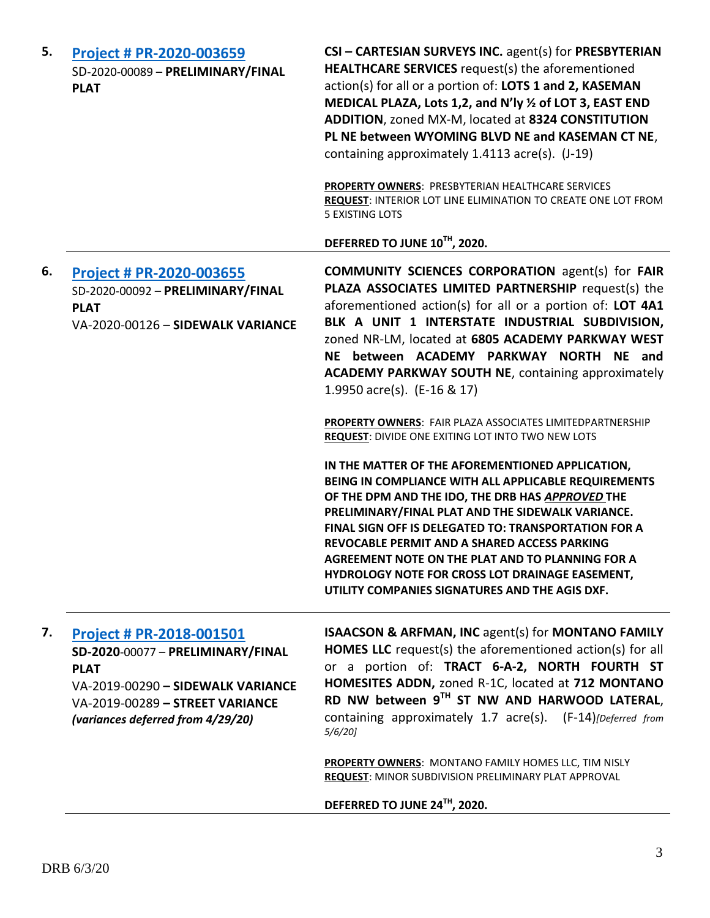**5.** **[Project # PR-2020-003659](#)**

SD-2020-00089 – **PRELIMINARY/FINAL PLAT**

**CSI – CARTESIAN SURVEYS INC.** agent(s) for **PRESBYTERIAN HEALTHCARE SERVICES** request(s) the aforementioned action(s) for all or a portion of: **LOTS 1 and 2, KASEMAN MEDICAL PLAZA, Lots 1,2, and N'ly ½ of LOT 3, EAST END ADDITION**, zoned MX-M, located at **8324 CONSTITUTION PL NE between WYOMING BLVD NE and KASEMAN CT NE**, containing approximately 1.4113 acre(s). (J-19)

**PROPERTY OWNERS**: PRESBYTERIAN HEALTHCARE SERVICES
**REQUEST**: INTERIOR LOT LINE ELIMINATION TO CREATE ONE LOT FROM 5 EXISTING LOTS

**DEFERRED TO JUNE 10TH, 2020.**

---

**6.** **[Project # PR-2020-003655](#)**

SD-2020-00092 – **PRELIMINARY/FINAL PLAT**
VA-2020-00126 – **SIDEWALK VARIANCE**

**COMMUNITY SCIENCES CORPORATION** agent(s) for **FAIR PLAZA ASSOCIATES LIMITED PARTNERSHIP** request(s) the aforementioned action(s) for all or a portion of: **LOT 4A1 BLK A UNIT 1 INTERSTATE INDUSTRIAL SUBDIVISION,** zoned NR-LM, located at **6805 ACADEMY PARKWAY WEST NE between ACADEMY PARKWAY NORTH NE and ACADEMY PARKWAY SOUTH NE**, containing approximately 1.9950 acre(s). (E-16 & 17)

**PROPERTY OWNERS**: FAIR PLAZA ASSOCIATES LIMITEDPARTNERSHIP
**REQUEST**: DIVIDE ONE EXITING LOT INTO TWO NEW LOTS

**IN THE MATTER OF THE AFOREMENTIONED APPLICATION, BEING IN COMPLIANCE WITH ALL APPLICABLE REQUIREMENTS OF THE DPM AND THE IDO, THE DRB HAS *APPROVED* THE PRELIMINARY/FINAL PLAT AND THE SIDEWALK VARIANCE. FINAL SIGN OFF IS DELEGATED TO: TRANSPORTATION FOR A REVOCABLE PERMIT AND A SHARED ACCESS PARKING AGREEMENT NOTE ON THE PLAT AND TO PLANNING FOR A HYDROLOGY NOTE FOR CROSS LOT DRAINAGE EASEMENT, UTILITY COMPANIES SIGNATURES AND THE AGIS DXF.**

---

**7.** **[Project # PR-2018-001501](#)**

**SD-2020**-00077 – **PRELIMINARY/FINAL PLAT**
VA-2019-00290 **– SIDEWALK VARIANCE**
VA-2019-00289 **– STREET VARIANCE**
***(variances deferred from 4/29/20)***

**ISAACSON & ARFMAN, INC** agent(s) for **MONTANO FAMILY HOMES LLC** request(s) the aforementioned action(s) for all or a portion of: **TRACT 6-A-2, NORTH FOURTH ST HOMESITES ADDN,** zoned R-1C, located at **712 MONTANO RD NW between 9TH ST NW AND HARWOOD LATERAL**, containing approximately 1.7 acre(s). (F-14)*[Deferred from 5/6/20]*

**PROPERTY OWNERS**: MONTANO FAMILY HOMES LLC, TIM NISLY
**REQUEST**: MINOR SUBDIVISION PRELIMINARY PLAT APPROVAL

**DEFERRED TO JUNE 24TH, 2020.**

---

DRB 6/3/20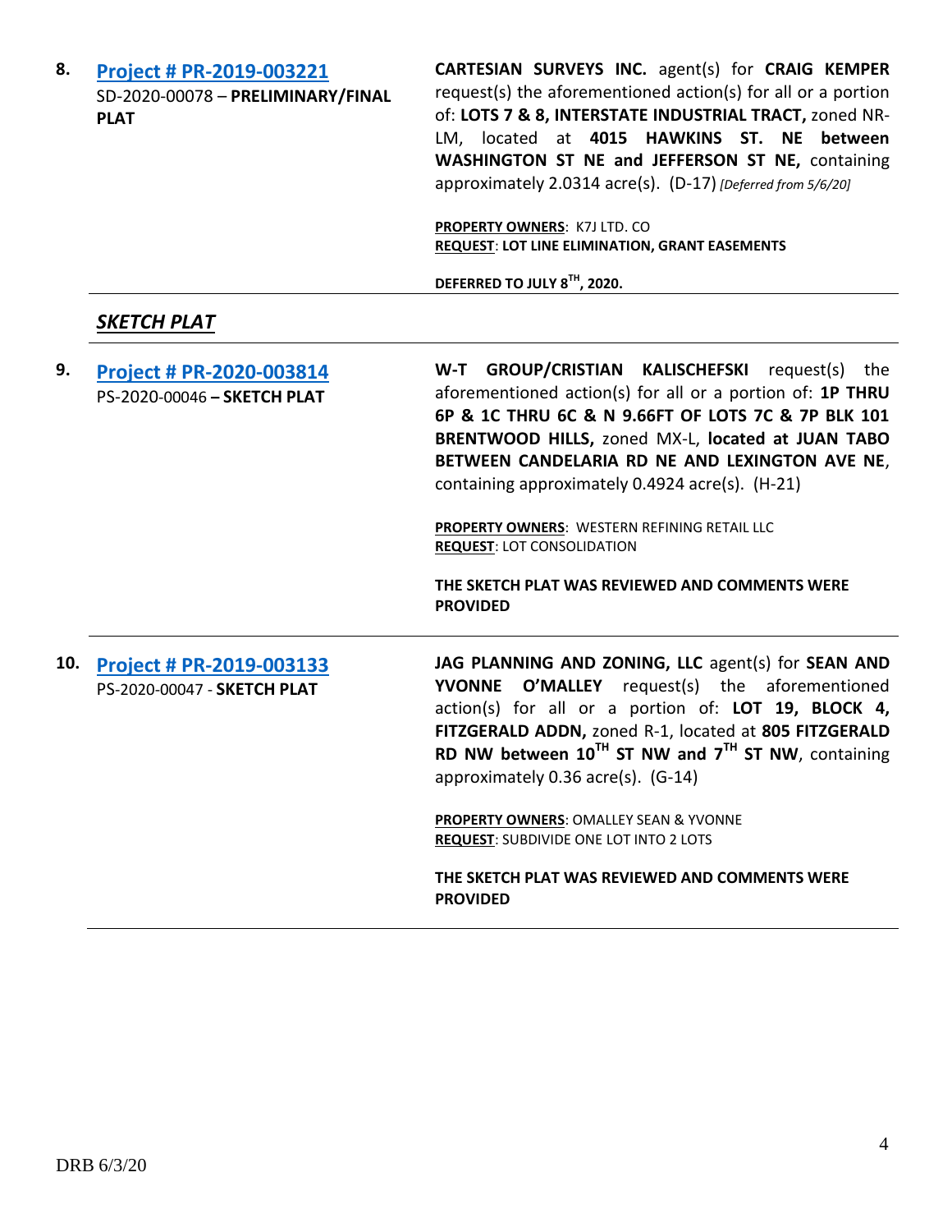**8.** **[Project # PR-2019-003221](#)**
SD-2020-00078 – **PRELIMINARY/FINAL PLAT**

**CARTESIAN SURVEYS INC.** agent(s) for **CRAIG KEMPER** request(s) the aforementioned action(s) for all or a portion of: **LOTS 7 & 8, INTERSTATE INDUSTRIAL TRACT,** zoned NR-LM, located at **4015 HAWKINS ST. NE between WASHINGTON ST NE and JEFFERSON ST NE,** containing approximately 2.0314 acre(s). (D-17) *[Deferred from 5/6/20]*

**PROPERTY OWNERS**: K7J LTD. CO
**REQUEST**: **LOT LINE ELIMINATION, GRANT EASEMENTS**

**DEFERRED TO JULY 8TH, 2020.**

---

## *SKETCH PLAT*

---

**9.** **[Project # PR-2020-003814](#)**
PS-2020-00046 – **SKETCH PLAT**

**W-T GROUP/CRISTIAN KALISCHEFSKI** request(s) the aforementioned action(s) for all or a portion of: **1P THRU 6P & 1C THRU 6C & N 9.66FT OF LOTS 7C & 7P BLK 101 BRENTWOOD HILLS,** zoned MX-L, **located at JUAN TABO BETWEEN CANDELARIA RD NE AND LEXINGTON AVE NE**, containing approximately 0.4924 acre(s). (H-21)

**PROPERTY OWNERS**: WESTERN REFINING RETAIL LLC
**REQUEST**: LOT CONSOLIDATION

**THE SKETCH PLAT WAS REVIEWED AND COMMENTS WERE PROVIDED**

---

**10.** **[Project # PR-2019-003133](#)**
PS-2020-00047 - **SKETCH PLAT**

**JAG PLANNING AND ZONING, LLC** agent(s) for **SEAN AND YVONNE O'MALLEY** request(s) the aforementioned action(s) for all or a portion of: **LOT 19, BLOCK 4, FITZGERALD ADDN,** zoned R-1, located at **805 FITZGERALD RD NW between 10TH ST NW and 7TH ST NW**, containing approximately 0.36 acre(s). (G-14)

**PROPERTY OWNERS**: OMALLEY SEAN & YVONNE
**REQUEST**: SUBDIVIDE ONE LOT INTO 2 LOTS

**THE SKETCH PLAT WAS REVIEWED AND COMMENTS WERE PROVIDED**

---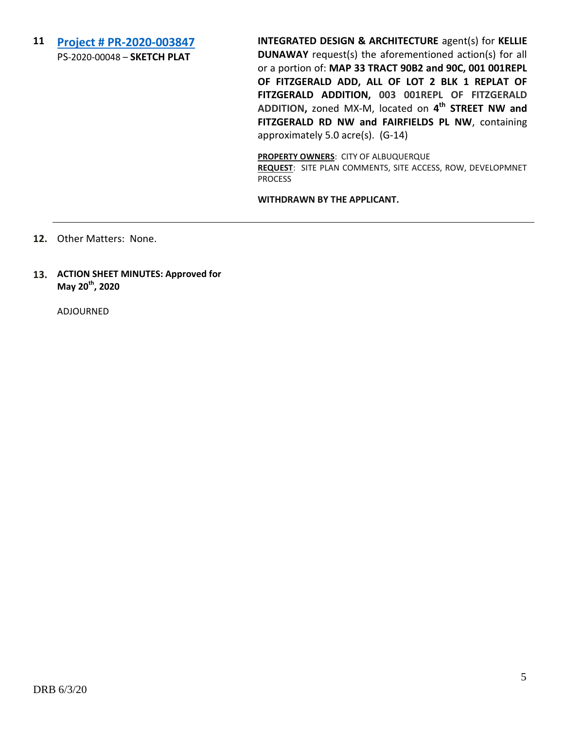**11** **[Project # PR-2020-003847]**
PS-2020-00048 – **SKETCH PLAT**

**INTEGRATED DESIGN & ARCHITECTURE** agent(s) for **KELLIE DUNAWAY** request(s) the aforementioned action(s) for all or a portion of: **MAP 33 TRACT 90B2 and 90C, 001 001REPL OF FITZGERALD ADD, ALL OF LOT 2 BLK 1 REPLAT OF FITZGERALD ADDITION, 003 001REPL OF FITZGERALD ADDITION,** zoned MX-M, located on **4th STREET NW and FITZGERALD RD NW and FAIRFIELDS PL NW**, containing approximately 5.0 acre(s). (G-14)

**PROPERTY OWNERS**: CITY OF ALBUQUERQUE
**REQUEST**: SITE PLAN COMMENTS, SITE ACCESS, ROW, DEVELOPMNET PROCESS

**WITHDRAWN BY THE APPLICANT.**

---

**12.** Other Matters: None.

**13.** **ACTION SHEET MINUTES: Approved for May 20th, 2020**

ADJOURNED

DRB 6/3/20